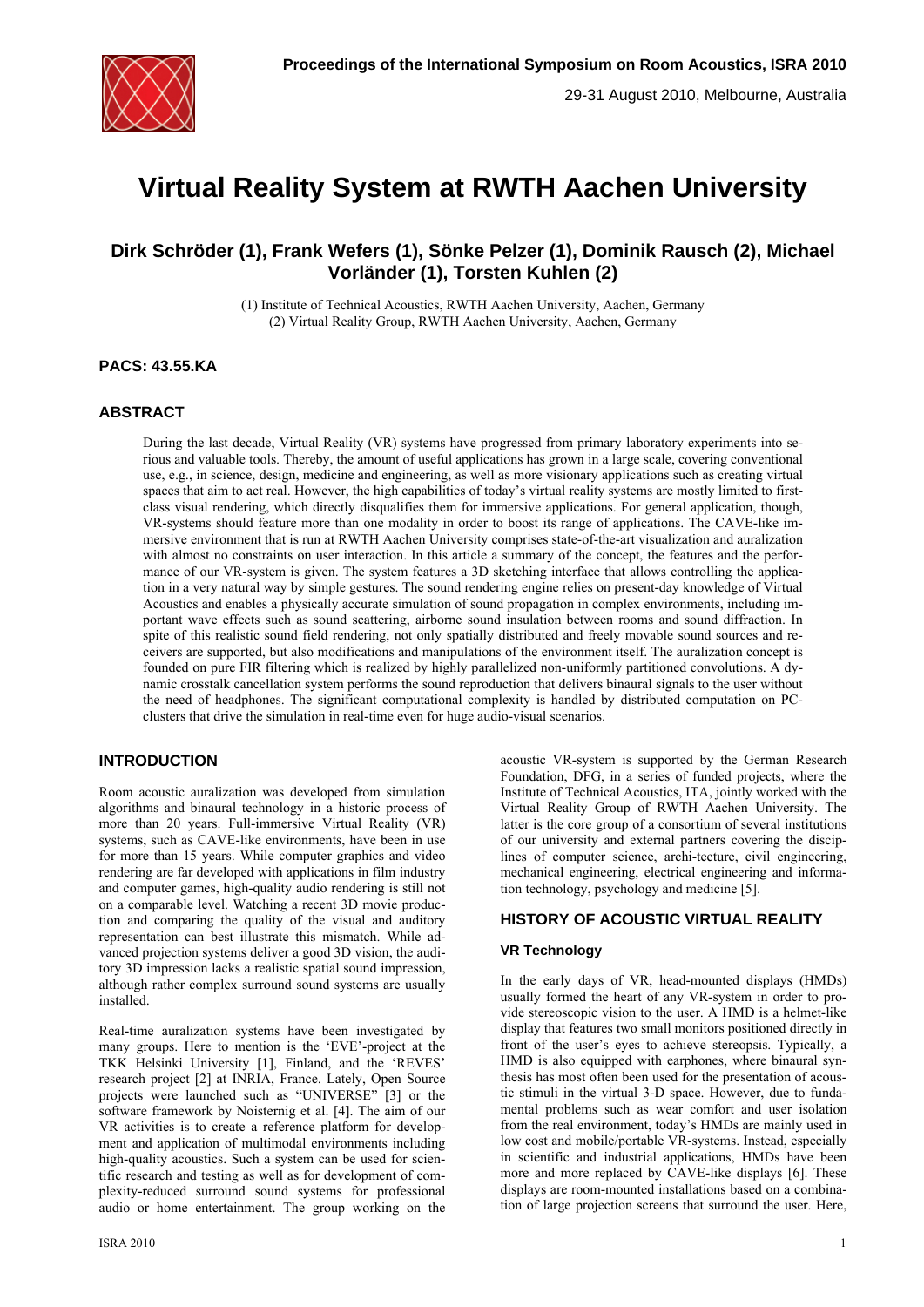# Virtual Reality System at RWTH Aachen University

**Dirk Schröder (1), Frank Wefers (1), Sönke Pelzer (1), Dominik Rausch (2), Michael Vorländer (1), Torsten Kuhlen (2)**

(1) Institute of Technical Acoustics, RWTH Aachen University, Aachen, Germany
(2) Virtual Reality Group, RWTH Aachen University, Aachen, Germany

**PACS: 43.55.KA**

## ABSTRACT

During the last decade, Virtual Reality (VR) systems have progressed from primary laboratory experiments into serious and valuable tools. Thereby, the amount of useful applications has grown in a large scale, covering conventional use, e.g., in science, design, medicine and engineering, as well as more visionary applications such as creating virtual spaces that aim to act real. However, the high capabilities of today's virtual reality systems are mostly limited to first-class visual rendering, which directly disqualifies them for immersive applications. For general application, though, VR-systems should feature more than one modality in order to boost its range of applications. The CAVE-like immersive environment that is run at RWTH Aachen University comprises state-of-the-art visualization and auralization with almost no constraints on user interaction. In this article a summary of the concept, the features and the performance of our VR-system is given. The system features a 3D sketching interface that allows controlling the application in a very natural way by simple gestures. The sound rendering engine relies on present-day knowledge of Virtual Acoustics and enables a physically accurate simulation of sound propagation in complex environments, including important wave effects such as sound scattering, airborne sound insulation between rooms and sound diffraction. In spite of this realistic sound field rendering, not only spatially distributed and freely movable sound sources and receivers are supported, but also modifications and manipulations of the environment itself. The auralization concept is founded on pure FIR filtering which is realized by highly parallelized non-uniformly partitioned convolutions. A dynamic crosstalk cancellation system performs the sound reproduction that delivers binaural signals to the user without the need of headphones. The significant computational complexity is handled by distributed computation on PC-clusters that drive the simulation in real-time even for huge audio-visual scenarios.

## INTRODUCTION

Room acoustic auralization was developed from simulation algorithms and binaural technology in a historic process of more than 20 years. Full-immersive Virtual Reality (VR) systems, such as CAVE-like environments, have been in use for more than 15 years. While computer graphics and video rendering are far developed with applications in film industry and computer games, high-quality audio rendering is still not on a comparable level. Watching a recent 3D movie production and comparing the quality of the visual and auditory representation can best illustrate this mismatch. While advanced projection systems deliver a good 3D vision, the auditory 3D impression lacks a realistic spatial sound impression, although rather complex surround sound systems are usually installed.

Real-time auralization systems have been investigated by many groups. Here to mention is the 'EVE'-project at the TKK Helsinki University [1], Finland, and the 'REVES' research project [2] at INRIA, France. Lately, Open Source projects were launched such as "UNIVERSE" [3] or the software framework by Noisternig et al. [4]. The aim of our VR activities is to create a reference platform for development and application of multimodal environments including high-quality acoustics. Such a system can be used for scientific research and testing as well as for development of complexity-reduced surround sound systems for professional audio or home entertainment. The group working on the acoustic VR-system is supported by the German Research Foundation, DFG, in a series of funded projects, where the Institute of Technical Acoustics, ITA, jointly worked with the Virtual Reality Group of RWTH Aachen University. The latter is the core group of a consortium of several institutions of our university and external partners covering the disciplines of computer science, archi-tecture, civil engineering, mechanical engineering, electrical engineering and information technology, psychology and medicine [5].

## HISTORY OF ACOUSTIC VIRTUAL REALITY

### VR Technology

In the early days of VR, head-mounted displays (HMDs) usually formed the heart of any VR-system in order to provide stereoscopic vision to the user. A HMD is a helmet-like display that features two small monitors positioned directly in front of the user's eyes to achieve stereopsis. Typically, a HMD is also equipped with earphones, where binaural synthesis has most often been used for the presentation of acoustic stimuli in the virtual 3-D space. However, due to fundamental problems such as wear comfort and user isolation from the real environment, today's HMDs are mainly used in low cost and mobile/portable VR-systems. Instead, especially in scientific and industrial applications, HMDs have been more and more replaced by CAVE-like displays [6]. These displays are room-mounted installations based on a combination of large projection screens that surround the user. Here,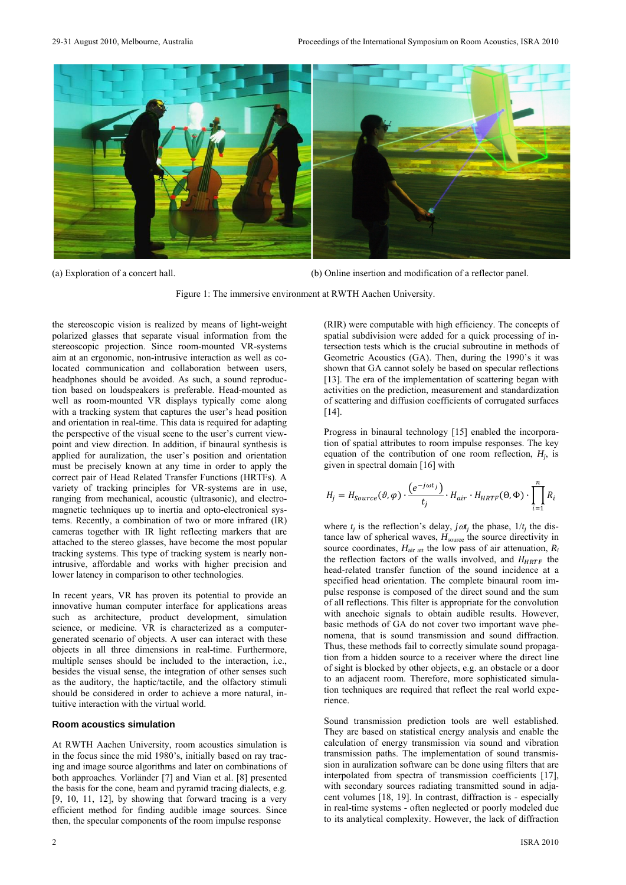(a) Exploration of a concert hall.

(b) Online insertion and modification of a reflector panel.

Figure 1: The immersive environment at RWTH Aachen University.

the stereoscopic vision is realized by means of light-weight polarized glasses that separate visual information from the stereoscopic projection. Since room-mounted VR-systems aim at an ergonomic, non-intrusive interaction as well as co-located communication and collaboration between users, headphones should be avoided. As such, a sound reproduction based on loudspeakers is preferable. Head-mounted as well as room-mounted VR displays typically come along with a tracking system that captures the user's head position and orientation in real-time. This data is required for adapting the perspective of the visual scene to the user's current viewpoint and view direction. In addition, if binaural synthesis is applied for auralization, the user's position and orientation must be precisely known at any time in order to apply the correct pair of Head Related Transfer Functions (HRTFs). A variety of tracking principles for VR-systems are in use, ranging from mechanical, acoustic (ultrasonic), and electromagnetic techniques up to inertia and opto-electronical systems. Recently, a combination of two or more infrared (IR) cameras together with IR light reflecting markers that are attached to the stereo glasses, have become the most popular tracking systems. This type of tracking system is nearly non-intrusive, affordable and works with higher precision and lower latency in comparison to other technologies.

In recent years, VR has proven its potential to provide an innovative human computer interface for applications areas such as architecture, product development, simulation science, or medicine. VR is characterized as a computer-generated scenario of objects. A user can interact with these objects in all three dimensions in real-time. Furthermore, multiple senses should be included to the interaction, i.e., besides the visual sense, the integration of other senses such as the auditory, the haptic/tactile, and the olfactory stimuli should be considered in order to achieve a more natural, intuitive interaction with the virtual world.

### Room acoustics simulation

At RWTH Aachen University, room acoustics simulation is in the focus since the mid 1980's, initially based on ray tracing and image source algorithms and later on combinations of both approaches. Vorländer [7] and Vian et al. [8] presented the basis for the cone, beam and pyramid tracing dialects, e.g. [9, 10, 11, 12], by showing that forward tracing is a very efficient method for finding audible image sources. Since then, the specular components of the room impulse response (RIR) were computable with high efficiency. The concepts of spatial subdivision were added for a quick processing of intersection tests which is the crucial subroutine in methods of Geometric Acoustics (GA). Then, during the 1990's it was shown that GA cannot solely be based on specular reflections [13]. The era of the implementation of scattering began with activities on the prediction, measurement and standardization of scattering and diffusion coefficients of corrugated surfaces [14].

Progress in binaural technology [15] enabled the incorporation of spatial attributes to room impulse responses. The key equation of the contribution of one room reflection, $H_j$, is given in spectral domain [16] with

$$H_j = H_{Source}(\vartheta,\varphi)\cdot\frac{\left(e^{-j\omega t_j}\right)}{t_j}\cdot H_{air}\cdot H_{HRTF}(\Theta,\Phi)\cdot\prod_{i=1}^{n}R_i$$

where $t_j$ is the reflection's delay, $j\omega t_j$ the phase, $1/t_j$ the distance law of spherical waves, $H_{\text{source}}$ the source directivity in source coordinates, $H_{\text{air att}}$ the low pass of air attenuation, $R_i$ the reflection factors of the walls involved, and $H_{HRTF}$ the head-related transfer function of the sound incidence at a specified head orientation. The complete binaural room impulse response is composed of the direct sound and the sum of all reflections. This filter is appropriate for the convolution with anechoic signals to obtain audible results. However, basic methods of GA do not cover two important wave phenomena, that is sound transmission and sound diffraction. Thus, these methods fail to correctly simulate sound propagation from a hidden source to a receiver where the direct line of sight is blocked by other objects, e.g. an obstacle or a door to an adjacent room. Therefore, more sophisticated simulation techniques are required that reflect the real world experience.

Sound transmission prediction tools are well established. They are based on statistical energy analysis and enable the calculation of energy transmission via sound and vibration transmission paths. The implementation of sound transmission in auralization software can be done using filters that are interpolated from spectra of transmission coefficients [17], with secondary sources radiating transmitted sound in adjacent volumes [18, 19]. In contrast, diffraction is - especially in real-time systems - often neglected or poorly modeled due to its analytical complexity. However, the lack of diffraction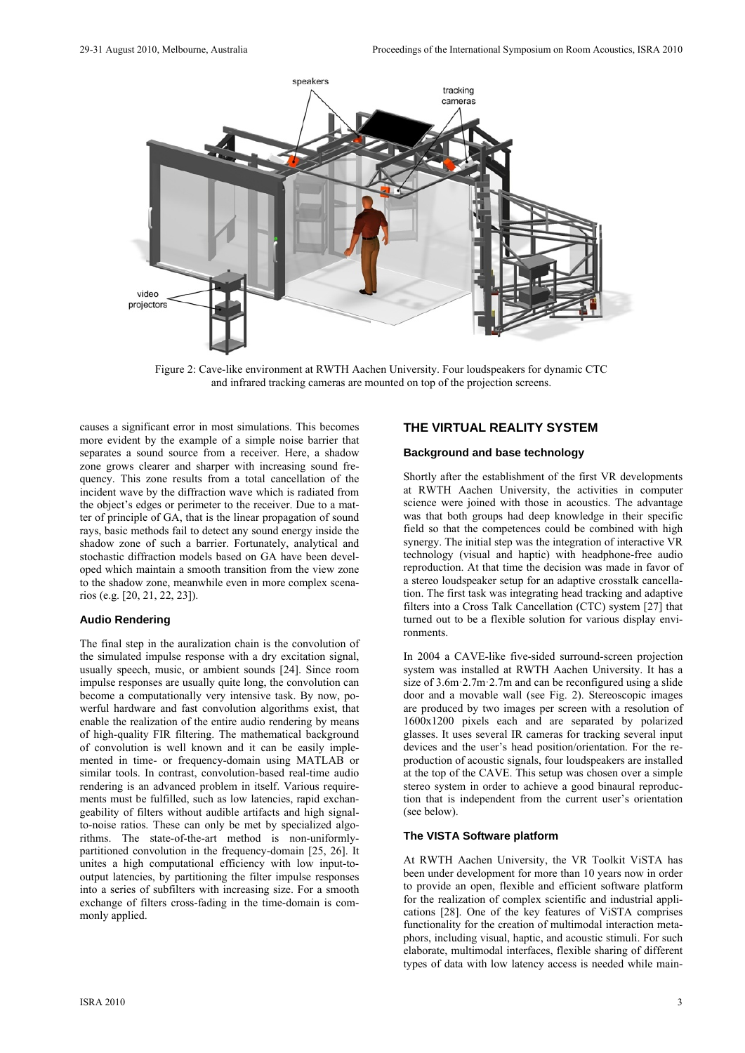speakers

tracking cameras

video projectors

Figure 2: Cave-like environment at RWTH Aachen University. Four loudspeakers for dynamic CTC and infrared tracking cameras are mounted on top of the projection screens.

causes a significant error in most simulations. This becomes more evident by the example of a simple noise barrier that separates a sound source from a receiver. Here, a shadow zone grows clearer and sharper with increasing sound frequency. This zone results from a total cancellation of the incident wave by the diffraction wave which is radiated from the object's edges or perimeter to the receiver. Due to a matter of principle of GA, that is the linear propagation of sound rays, basic methods fail to detect any sound energy inside the shadow zone of such a barrier. Fortunately, analytical and stochastic diffraction models based on GA have been developed which maintain a smooth transition from the view zone to the shadow zone, meanwhile even in more complex scenarios (e.g. [20, 21, 22, 23]).

### Audio Rendering

The final step in the auralization chain is the convolution of the simulated impulse response with a dry excitation signal, usually speech, music, or ambient sounds [24]. Since room impulse responses are usually quite long, the convolution can become a computationally very intensive task. By now, powerful hardware and fast convolution algorithms exist, that enable the realization of the entire audio rendering by means of high-quality FIR filtering. The mathematical background of convolution is well known and it can be easily implemented in time- or frequency-domain using MATLAB or similar tools. In contrast, convolution-based real-time audio rendering is an advanced problem in itself. Various requirements must be fulfilled, such as low latencies, rapid exchangeability of filters without audible artifacts and high signal-to-noise ratios. These can only be met by specialized algorithms. The state-of-the-art method is non-uniformly-partitioned convolution in the frequency-domain [25, 26]. It unites a high computational efficiency with low input-to-output latencies, by partitioning the filter impulse responses into a series of subfilters with increasing size. For a smooth exchange of filters cross-fading in the time-domain is commonly applied.

## THE VIRTUAL REALITY SYSTEM

### Background and base technology

Shortly after the establishment of the first VR developments at RWTH Aachen University, the activities in computer science were joined with those in acoustics. The advantage was that both groups had deep knowledge in their specific field so that the competences could be combined with high synergy. The initial step was the integration of interactive VR technology (visual and haptic) with headphone-free audio reproduction. At that time the decision was made in favor of a stereo loudspeaker setup for an adaptive crosstalk cancellation. The first task was integrating head tracking and adaptive filters into a Cross Talk Cancellation (CTC) system [27] that turned out to be a flexible solution for various display environments.

In 2004 a CAVE-like five-sided surround-screen projection system was installed at RWTH Aachen University. It has a size of 3.6m·2.7m·2.7m and can be reconfigured using a slide door and a movable wall (see Fig. 2). Stereoscopic images are produced by two images per screen with a resolution of 1600x1200 pixels each and are separated by polarized glasses. It uses several IR cameras for tracking several input devices and the user's head position/orientation. For the reproduction of acoustic signals, four loudspeakers are installed at the top of the CAVE. This setup was chosen over a simple stereo system in order to achieve a good binaural reproduction that is independent from the current user's orientation (see below).

### The VISTA Software platform

At RWTH Aachen University, the VR Toolkit ViSTA has been under development for more than 10 years now in order to provide an open, flexible and efficient software platform for the realization of complex scientific and industrial applications [28]. One of the key features of ViSTA comprises functionality for the creation of multimodal interaction metaphors, including visual, haptic, and acoustic stimuli. For such elaborate, multimodal interfaces, flexible sharing of different types of data with low latency access is needed while main-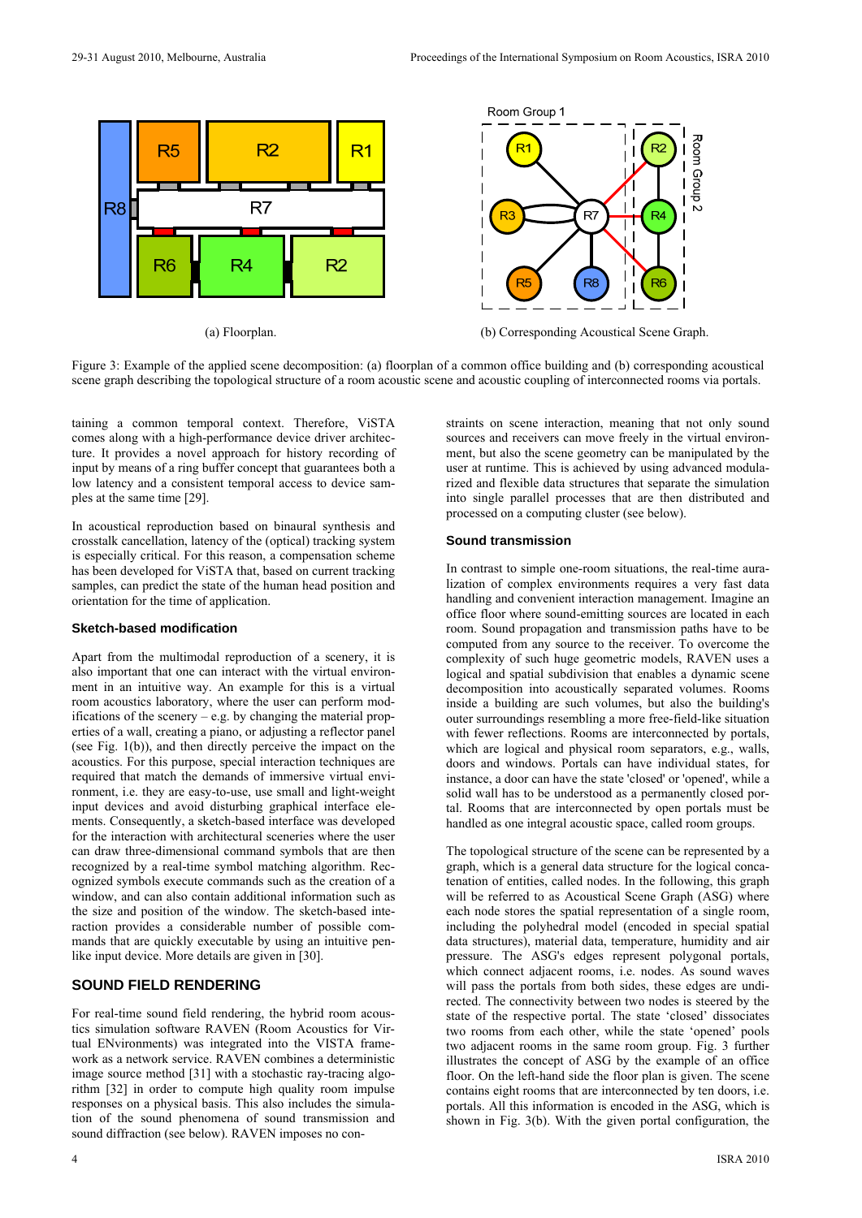(a) Floorplan.

(b) Corresponding Acoustical Scene Graph.

Figure 3: Example of the applied scene decomposition: (a) floorplan of a common office building and (b) corresponding acoustical scene graph describing the topological structure of a room acoustic scene and acoustic coupling of interconnected rooms via portals.

taining a common temporal context. Therefore, ViSTA comes along with a high-performance device driver architecture. It provides a novel approach for history recording of input by means of a ring buffer concept that guarantees both a low latency and a consistent temporal access to device samples at the same time [29].

In acoustical reproduction based on binaural synthesis and crosstalk cancellation, latency of the (optical) tracking system is especially critical. For this reason, a compensation scheme has been developed for ViSTA that, based on current tracking samples, can predict the state of the human head position and orientation for the time of application.

### Sketch-based modification

Apart from the multimodal reproduction of a scenery, it is also important that one can interact with the virtual environment in an intuitive way. An example for this is a virtual room acoustics laboratory, where the user can perform modifications of the scenery – e.g. by changing the material properties of a wall, creating a piano, or adjusting a reflector panel (see Fig. 1(b)), and then directly perceive the impact on the acoustics. For this purpose, special interaction techniques are required that match the demands of immersive virtual environment, i.e. they are easy-to-use, use small and light-weight input devices and avoid disturbing graphical interface elements. Consequently, a sketch-based interface was developed for the interaction with architectural sceneries where the user can draw three-dimensional command symbols that are then recognized by a real-time symbol matching algorithm. Recognized symbols execute commands such as the creation of a window, and can also contain additional information such as the size and position of the window. The sketch-based interaction provides a considerable number of possible commands that are quickly executable by using an intuitive pen-like input device. More details are given in [30].

## SOUND FIELD RENDERING

For real-time sound field rendering, the hybrid room acoustics simulation software RAVEN (Room Acoustics for Virtual ENvironments) was integrated into the VISTA framework as a network service. RAVEN combines a deterministic image source method [31] with a stochastic ray-tracing algorithm [32] in order to compute high quality room impulse responses on a physical basis. This also includes the simulation of the sound phenomena of sound transmission and sound diffraction (see below). RAVEN imposes no constraints on scene interaction, meaning that not only sound sources and receivers can move freely in the virtual environment, but also the scene geometry can be manipulated by the user at runtime. This is achieved by using advanced modularized and flexible data structures that separate the simulation into single parallel processes that are then distributed and processed on a computing cluster (see below).

### Sound transmission

In contrast to simple one-room situations, the real-time auralization of complex environments requires a very fast data handling and convenient interaction management. Imagine an office floor where sound-emitting sources are located in each room. Sound propagation and transmission paths have to be computed from any source to the receiver. To overcome the complexity of such huge geometric models, RAVEN uses a logical and spatial subdivision that enables a dynamic scene decomposition into acoustically separated volumes. Rooms inside a building are such volumes, but also the building's outer surroundings resembling a more free-field-like situation with fewer reflections. Rooms are interconnected by portals, which are logical and physical room separators, e.g., walls, doors and windows. Portals can have individual states, for instance, a door can have the state 'closed' or 'opened', while a solid wall has to be understood as a permanently closed portal. Rooms that are interconnected by open portals must be handled as one integral acoustic space, called room groups.

The topological structure of the scene can be represented by a graph, which is a general data structure for the logical concatenation of entities, called nodes. In the following, this graph will be referred to as Acoustical Scene Graph (ASG) where each node stores the spatial representation of a single room, including the polyhedral model (encoded in special spatial data structures), material data, temperature, humidity and air pressure. The ASG's edges represent polygonal portals, which connect adjacent rooms, i.e. nodes. As sound waves will pass the portals from both sides, these edges are undirected. The connectivity between two nodes is steered by the state of the respective portal. The state 'closed' dissociates two rooms from each other, while the state 'opened' pools two adjacent rooms in the same room group. Fig. 3 further illustrates the concept of ASG by the example of an office floor. On the left-hand side the floor plan is given. The scene contains eight rooms that are interconnected by ten doors, i.e. portals. All this information is encoded in the ASG, which is shown in Fig. 3(b). With the given portal configuration, the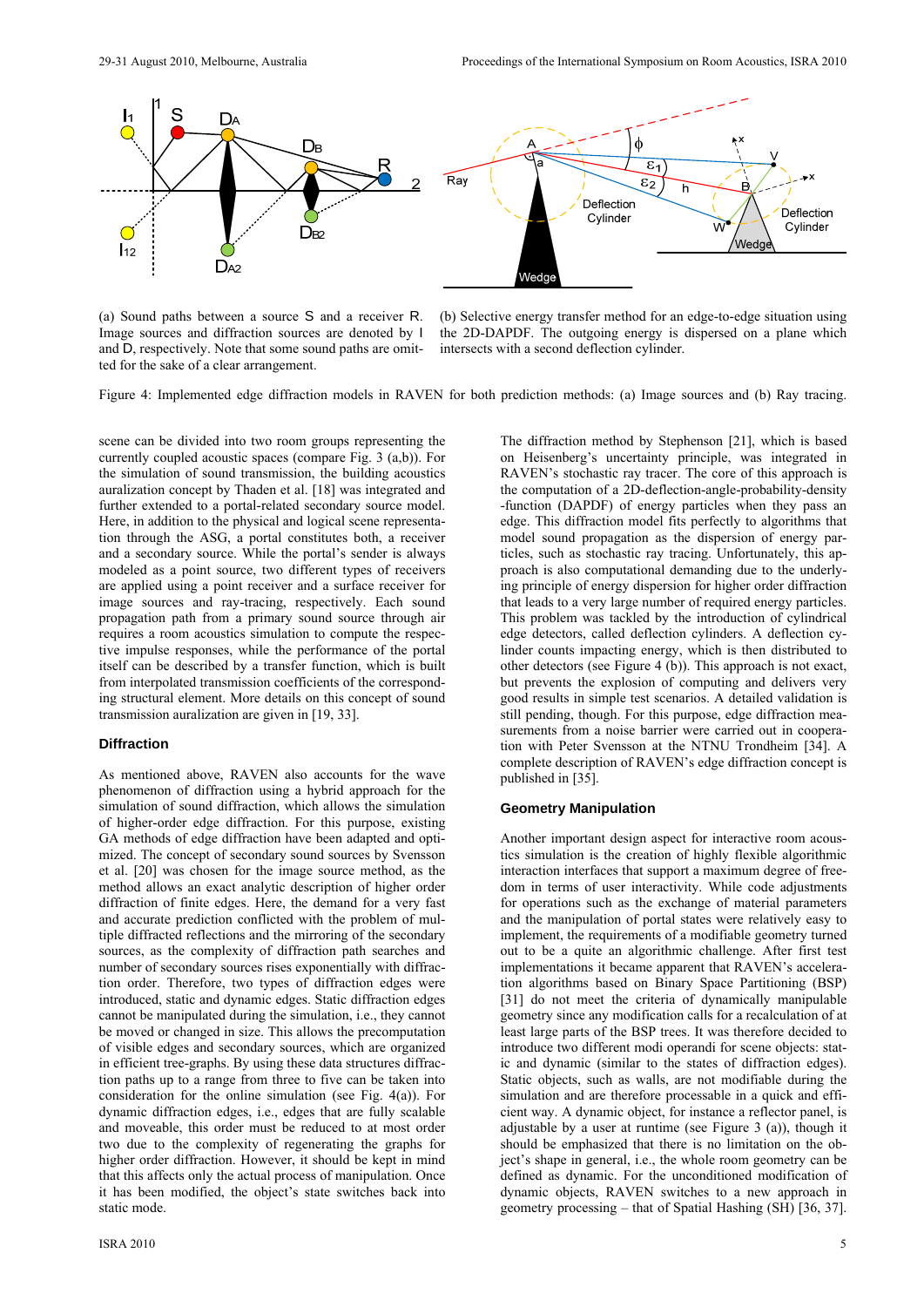(a) Sound paths between a source S and a receiver R. Image sources and diffraction sources are denoted by I and D, respectively. Note that some sound paths are omitted for the sake of a clear arrangement.

(b) Selective energy transfer method for an edge-to-edge situation using the 2D-DAPDF. The outgoing energy is dispersed on a plane which intersects with a second deflection cylinder.

Figure 4: Implemented edge diffraction models in RAVEN for both prediction methods: (a) Image sources and (b) Ray tracing.

scene can be divided into two room groups representing the currently coupled acoustic spaces (compare Fig. 3 (a,b)). For the simulation of sound transmission, the building acoustics auralization concept by Thaden et al. [18] was integrated and further extended to a portal-related secondary source model. Here, in addition to the physical and logical scene representation through the ASG, a portal constitutes both, a receiver and a secondary source. While the portal's sender is always modeled as a point source, two different types of receivers are applied using a point receiver and a surface receiver for image sources and ray-tracing, respectively. Each sound propagation path from a primary sound source through air requires a room acoustics simulation to compute the respective impulse responses, while the performance of the portal itself can be described by a transfer function, which is built from interpolated transmission coefficients of the corresponding structural element. More details on this concept of sound transmission auralization are given in [19, 33].

### Diffraction

As mentioned above, RAVEN also accounts for the wave phenomenon of diffraction using a hybrid approach for the simulation of sound diffraction, which allows the simulation of higher-order edge diffraction. For this purpose, existing GA methods of edge diffraction have been adapted and optimized. The concept of secondary sound sources by Svensson et al. [20] was chosen for the image source method, as the method allows an exact analytic description of higher order diffraction of finite edges. Here, the demand for a very fast and accurate prediction conflicted with the problem of multiple diffracted reflections and the mirroring of the secondary sources, as the complexity of diffraction path searches and number of secondary sources rises exponentially with diffraction order. Therefore, two types of diffraction edges were introduced, static and dynamic edges. Static diffraction edges cannot be manipulated during the simulation, i.e., they cannot be moved or changed in size. This allows the precomputation of visible edges and secondary sources, which are organized in efficient tree-graphs. By using these data structures diffraction paths up to a range from three to five can be taken into consideration for the online simulation (see Fig. 4(a)). For dynamic diffraction edges, i.e., edges that are fully scalable and moveable, this order must be reduced to at most order two due to the complexity of regenerating the graphs for higher order diffraction. However, it should be kept in mind that this affects only the actual process of manipulation. Once it has been modified, the object's state switches back into static mode.

The diffraction method by Stephenson [21], which is based on Heisenberg's uncertainty principle, was integrated in RAVEN's stochastic ray tracer. The core of this approach is the computation of a 2D-deflection-angle-probability-density -function (DAPDF) of energy particles when they pass an edge. This diffraction model fits perfectly to algorithms that model sound propagation as the dispersion of energy particles, such as stochastic ray tracing. Unfortunately, this approach is also computational demanding due to the underlying principle of energy dispersion for higher order diffraction that leads to a very large number of required energy particles. This problem was tackled by the introduction of cylindrical edge detectors, called deflection cylinders. A deflection cylinder counts impacting energy, which is then distributed to other detectors (see Figure 4 (b)). This approach is not exact, but prevents the explosion of computing and delivers very good results in simple test scenarios. A detailed validation is still pending, though. For this purpose, edge diffraction measurements from a noise barrier were carried out in cooperation with Peter Svensson at the NTNU Trondheim [34]. A complete description of RAVEN's edge diffraction concept is published in [35].

### Geometry Manipulation

Another important design aspect for interactive room acoustics simulation is the creation of highly flexible algorithmic interaction interfaces that support a maximum degree of freedom in terms of user interactivity. While code adjustments for operations such as the exchange of material parameters and the manipulation of portal states were relatively easy to implement, the requirements of a modifiable geometry turned out to be a quite an algorithmic challenge. After first test implementations it became apparent that RAVEN's acceleration algorithms based on Binary Space Partitioning (BSP) [31] do not meet the criteria of dynamically manipulable geometry since any modification calls for a recalculation of at least large parts of the BSP trees. It was therefore decided to introduce two different modi operandi for scene objects: static and dynamic (similar to the states of diffraction edges). Static objects, such as walls, are not modifiable during the simulation and are therefore processable in a quick and efficient way. A dynamic object, for instance a reflector panel, is adjustable by a user at runtime (see Figure 3 (a)), though it should be emphasized that there is no limitation on the object's shape in general, i.e., the whole room geometry can be defined as dynamic. For the unconditioned modification of dynamic objects, RAVEN switches to a new approach in geometry processing – that of Spatial Hashing (SH) [36, 37].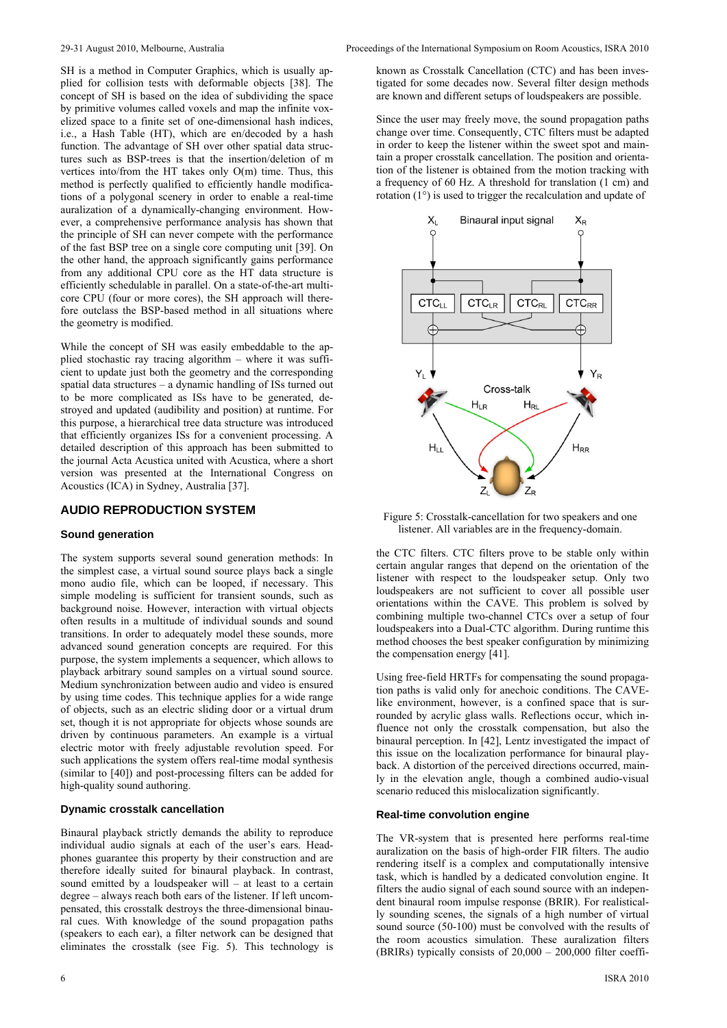SH is a method in Computer Graphics, which is usually applied for collision tests with deformable objects [38]. The concept of SH is based on the idea of subdividing the space by primitive volumes called voxels and map the infinite voxelized space to a finite set of one-dimensional hash indices, i.e., a Hash Table (HT), which are en/decoded by a hash function. The advantage of SH over other spatial data structures such as BSP-trees is that the insertion/deletion of m vertices into/from the HT takes only O(m) time. Thus, this method is perfectly qualified to efficiently handle modifications of a polygonal scenery in order to enable a real-time auralization of a dynamically-changing environment. However, a comprehensive performance analysis has shown that the principle of SH can never compete with the performance of the fast BSP tree on a single core computing unit [39]. On the other hand, the approach significantly gains performance from any additional CPU core as the HT data structure is efficiently schedulable in parallel. On a state-of-the-art multi-core CPU (four or more cores), the SH approach will therefore outclass the BSP-based method in all situations where the geometry is modified.

While the concept of SH was easily embeddable to the applied stochastic ray tracing algorithm – where it was sufficient to update just both the geometry and the corresponding spatial data structures – a dynamic handling of ISs turned out to be more complicated as ISs have to be generated, destroyed and updated (audibility and position) at runtime. For this purpose, a hierarchical tree data structure was introduced that efficiently organizes ISs for a convenient processing. A detailed description of this approach has been submitted to the journal Acta Acustica united with Acustica, where a short version was presented at the International Congress on Acoustics (ICA) in Sydney, Australia [37].

## AUDIO REPRODUCTION SYSTEM

### Sound generation

The system supports several sound generation methods: In the simplest case, a virtual sound source plays back a single mono audio file, which can be looped, if necessary. This simple modeling is sufficient for transient sounds, such as background noise. However, interaction with virtual objects often results in a multitude of individual sounds and sound transitions. In order to adequately model these sounds, more advanced sound generation concepts are required. For this purpose, the system implements a sequencer, which allows to playback arbitrary sound samples on a virtual sound source. Medium synchronization between audio and video is ensured by using time codes. This technique applies for a wide range of objects, such as an electric sliding door or a virtual drum set, though it is not appropriate for objects whose sounds are driven by continuous parameters. An example is a virtual electric motor with freely adjustable revolution speed. For such applications the system offers real-time modal synthesis (similar to [40]) and post-processing filters can be added for high-quality sound authoring.

### Dynamic crosstalk cancellation

Binaural playback strictly demands the ability to reproduce individual audio signals at each of the user's ears. Headphones guarantee this property by their construction and are therefore ideally suited for binaural playback. In contrast, sound emitted by a loudspeaker will – at least to a certain degree – always reach both ears of the listener. If left uncompensated, this crosstalk destroys the three-dimensional binaural cues. With knowledge of the sound propagation paths (speakers to each ear), a filter network can be designed that eliminates the crosstalk (see Fig. 5). This technology is known as Crosstalk Cancellation (CTC) and has been investigated for some decades now. Several filter design methods are known and different setups of loudspeakers are possible.

Since the user may freely move, the sound propagation paths change over time. Consequently, CTC filters must be adapted in order to keep the listener within the sweet spot and maintain a proper crosstalk cancellation. The position and orientation of the listener is obtained from the motion tracking with a frequency of 60 Hz. A threshold for translation (1 cm) and rotation (1°) is used to trigger the recalculation and update of the CTC filters. CTC filters prove to be stable only within certain angular ranges that depend on the orientation of the listener with respect to the loudspeaker setup. Only two loudspeakers are not sufficient to cover all possible user orientations within the CAVE. This problem is solved by combining multiple two-channel CTCs over a setup of four loudspeakers into a Dual-CTC algorithm. During runtime this method chooses the best speaker configuration by minimizing the compensation energy [41].

Figure 5: Crosstalk-cancellation for two speakers and one listener. All variables are in the frequency-domain.

Using free-field HRTFs for compensating the sound propagation paths is valid only for anechoic conditions. The CAVE-like environment, however, is a confined space that is surrounded by acrylic glass walls. Reflections occur, which influence not only the crosstalk compensation, but also the binaural perception. In [42], Lentz investigated the impact of this issue on the localization performance for binaural playback. A distortion of the perceived directions occurred, mainly in the elevation angle, though a combined audio-visual scenario reduced this mislocalization significantly.

### Real-time convolution engine

The VR-system that is presented here performs real-time auralization on the basis of high-order FIR filters. The audio rendering itself is a complex and computationally intensive task, which is handled by a dedicated convolution engine. It filters the audio signal of each sound source with an independent binaural room impulse response (BRIR). For realistically sounding scenes, the signals of a high number of virtual sound source (50-100) must be convolved with the results of the room acoustics simulation. These auralization filters (BRIRs) typically consists of 20,000 – 200,000 filter coeffi-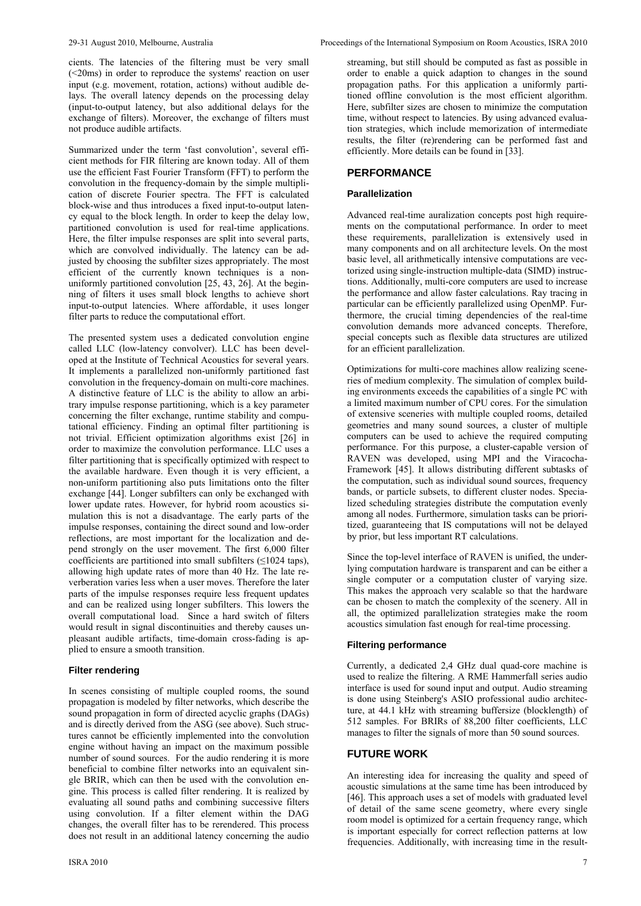cients. The latencies of the filtering must be very small (<20ms) in order to reproduce the systems' reaction on user input (e.g. movement, rotation, actions) without audible delays. The overall latency depends on the processing delay (input-to-output latency, but also additional delays for the exchange of filters). Moreover, the exchange of filters must not produce audible artifacts.

Summarized under the term 'fast convolution', several efficient methods for FIR filtering are known today. All of them use the efficient Fast Fourier Transform (FFT) to perform the convolution in the frequency-domain by the simple multiplication of discrete Fourier spectra. The FFT is calculated block-wise and thus introduces a fixed input-to-output latency equal to the block length. In order to keep the delay low, partitioned convolution is used for real-time applications. Here, the filter impulse responses are split into several parts, which are convolved individually. The latency can be adjusted by choosing the subfilter sizes appropriately. The most efficient of the currently known techniques is a non-uniformly partitioned convolution [25, 43, 26]. At the beginning of filters it uses small block lengths to achieve short input-to-output latencies. Where affordable, it uses longer filter parts to reduce the computational effort.

The presented system uses a dedicated convolution engine called LLC (low-latency convolver). LLC has been developed at the Institute of Technical Acoustics for several years. It implements a parallelized non-uniformly partitioned fast convolution in the frequency-domain on multi-core machines. A distinctive feature of LLC is the ability to allow an arbitrary impulse response partitioning, which is a key parameter concerning the filter exchange, runtime stability and computational efficiency. Finding an optimal filter partitioning is not trivial. Efficient optimization algorithms exist [26] in order to maximize the convolution performance. LLC uses a filter partitioning that is specifically optimized with respect to the available hardware. Even though it is very efficient, a non-uniform partitioning also puts limitations onto the filter exchange [44]. Longer subfilters can only be exchanged with lower update rates. However, for hybrid room acoustics simulation this is not a disadvantage. The early parts of the impulse responses, containing the direct sound and low-order reflections, are most important for the localization and depend strongly on the user movement. The first 6,000 filter coefficients are partitioned into small subfilters (≤1024 taps), allowing high update rates of more than 40 Hz. The late reverberation varies less when a user moves. Therefore the later parts of the impulse responses require less frequent updates and can be realized using longer subfilters. This lowers the overall computational load. Since a hard switch of filters would result in signal discontinuities and thereby causes unpleasant audible artifacts, time-domain cross-fading is applied to ensure a smooth transition.

### Filter rendering

In scenes consisting of multiple coupled rooms, the sound propagation is modeled by filter networks, which describe the sound propagation in form of directed acyclic graphs (DAGs) and is directly derived from the ASG (see above). Such structures cannot be efficiently implemented into the convolution engine without having an impact on the maximum possible number of sound sources. For the audio rendering it is more beneficial to combine filter networks into an equivalent single BRIR, which can then be used with the convolution engine. This process is called filter rendering. It is realized by evaluating all sound paths and combining successive filters using convolution. If a filter element within the DAG changes, the overall filter has to be rerendered. This process does not result in an additional latency concerning the audio streaming, but still should be computed as fast as possible in order to enable a quick adaption to changes in the sound propagation paths. For this application a uniformly partitioned offline convolution is the most efficient algorithm. Here, subfilter sizes are chosen to minimize the computation time, without respect to latencies. By using advanced evaluation strategies, which include memorization of intermediate results, the filter (re)rendering can be performed fast and efficiently. More details can be found in [33].

## PERFORMANCE

### Parallelization

Advanced real-time auralization concepts post high requirements on the computational performance. In order to meet these requirements, parallelization is extensively used in many components and on all architecture levels. On the most basic level, all arithmetically intensive computations are vectorized using single-instruction multiple-data (SIMD) instructions. Additionally, multi-core computers are used to increase the performance and allow faster calculations. Ray tracing in particular can be efficiently parallelized using OpenMP. Furthermore, the crucial timing dependencies of the real-time convolution demands more advanced concepts. Therefore, special concepts such as flexible data structures are utilized for an efficient parallelization.

Optimizations for multi-core machines allow realizing sceneries of medium complexity. The simulation of complex building environments exceeds the capabilities of a single PC with a limited maximum number of CPU cores. For the simulation of extensive sceneries with multiple coupled rooms, detailed geometries and many sound sources, a cluster of multiple computers can be used to achieve the required computing performance. For this purpose, a cluster-capable version of RAVEN was developed, using MPI and the Viracocha-Framework [45]. It allows distributing different subtasks of the computation, such as individual sound sources, frequency bands, or particle subsets, to different cluster nodes. Specialized scheduling strategies distribute the computation evenly among all nodes. Furthermore, simulation tasks can be prioritized, guaranteeing that IS computations will not be delayed by prior, but less important RT calculations.

Since the top-level interface of RAVEN is unified, the underlying computation hardware is transparent and can be either a single computer or a computation cluster of varying size. This makes the approach very scalable so that the hardware can be chosen to match the complexity of the scenery. All in all, the optimized parallelization strategies make the room acoustics simulation fast enough for real-time processing.

### Filtering performance

Currently, a dedicated 2,4 GHz dual quad-core machine is used to realize the filtering. A RME Hammerfall series audio interface is used for sound input and output. Audio streaming is done using Steinberg's ASIO professional audio architecture, at 44.1 kHz with streaming buffersize (blocklength) of 512 samples. For BRIRs of 88,200 filter coefficients, LLC manages to filter the signals of more than 50 sound sources.

## FUTURE WORK

An interesting idea for increasing the quality and speed of acoustic simulations at the same time has been introduced by [46]. This approach uses a set of models with graduated level of detail of the same scene geometry, where every single room model is optimized for a certain frequency range, which is important especially for correct reflection patterns at low frequencies. Additionally, with increasing time in the result-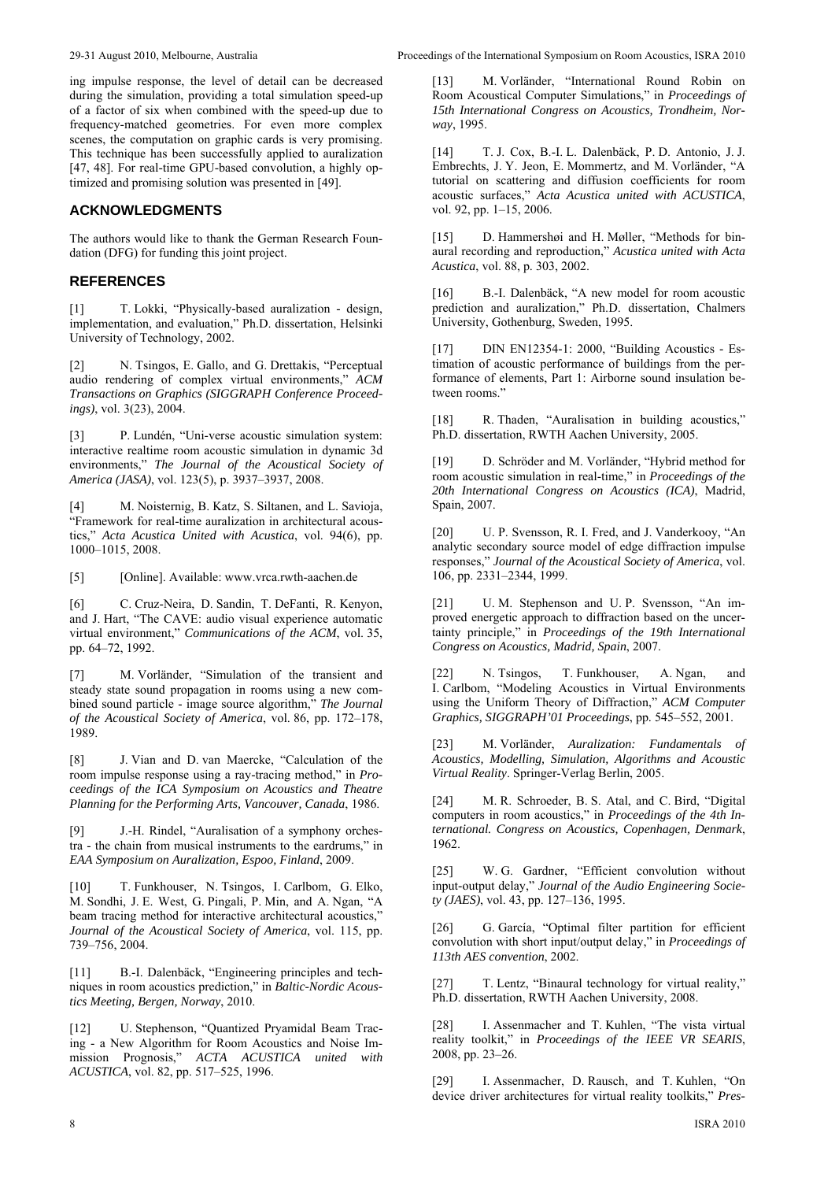ing impulse response, the level of detail can be decreased during the simulation, providing a total simulation speed-up of a factor of six when combined with the speed-up due to frequency-matched geometries. For even more complex scenes, the computation on graphic cards is very promising. This technique has been successfully applied to auralization [47, 48]. For real-time GPU-based convolution, a highly optimized and promising solution was presented in [49].

## ACKNOWLEDGMENTS

The authors would like to thank the German Research Foundation (DFG) for funding this joint project.

## REFERENCES

[1] T. Lokki, "Physically-based auralization - design, implementation, and evaluation," Ph.D. dissertation, Helsinki University of Technology, 2002.

[2] N. Tsingos, E. Gallo, and G. Drettakis, "Perceptual audio rendering of complex virtual environments," *ACM Transactions on Graphics (SIGGRAPH Conference Proceedings)*, vol. 3(23), 2004.

[3] P. Lundén, "Uni-verse acoustic simulation system: interactive realtime room acoustic simulation in dynamic 3d environments," *The Journal of the Acoustical Society of America (JASA)*, vol. 123(5), p. 3937–3937, 2008.

[4] M. Noisternig, B. Katz, S. Siltanen, and L. Savioja, "Framework for real-time auralization in architectural acoustics," *Acta Acustica United with Acustica*, vol. 94(6), pp. 1000–1015, 2008.

[5] [Online]. Available: www.vrca.rwth-aachen.de

[6] C. Cruz-Neira, D. Sandin, T. DeFanti, R. Kenyon, and J. Hart, "The CAVE: audio visual experience automatic virtual environment," *Communications of the ACM*, vol. 35, pp. 64–72, 1992.

[7] M. Vorländer, "Simulation of the transient and steady state sound propagation in rooms using a new combined sound particle - image source algorithm," *The Journal of the Acoustical Society of America*, vol. 86, pp. 172–178, 1989.

[8] J. Vian and D. van Maercke, "Calculation of the room impulse response using a ray-tracing method," in *Proceedings of the ICA Symposium on Acoustics and Theatre Planning for the Performing Arts, Vancouver, Canada*, 1986.

[9] J.-H. Rindel, "Auralisation of a symphony orchestra - the chain from musical instruments to the eardrums," in *EAA Symposium on Auralization, Espoo, Finland*, 2009.

[10] T. Funkhouser, N. Tsingos, I. Carlbom, G. Elko, M. Sondhi, J. E. West, G. Pingali, P. Min, and A. Ngan, "A beam tracing method for interactive architectural acoustics," *Journal of the Acoustical Society of America*, vol. 115, pp. 739–756, 2004.

[11] B.-I. Dalenbäck, "Engineering principles and techniques in room acoustics prediction," in *Baltic-Nordic Acoustics Meeting, Bergen, Norway*, 2010.

[12] U. Stephenson, "Quantized Pryamidal Beam Tracing - a New Algorithm for Room Acoustics and Noise Immission Prognosis," *ACTA ACUSTICA united with ACUSTICA*, vol. 82, pp. 517–525, 1996.

[13] M. Vorländer, "International Round Robin on Room Acoustical Computer Simulations," in *Proceedings of 15th International Congress on Acoustics, Trondheim, Norway*, 1995.

[14] T. J. Cox, B.-I. L. Dalenbäck, P. D. Antonio, J. J. Embrechts, J. Y. Jeon, E. Mommertz, and M. Vorländer, "A tutorial on scattering and diffusion coefficients for room acoustic surfaces," *Acta Acustica united with ACUSTICA*, vol. 92, pp. 1–15, 2006.

[15] D. Hammershøi and H. Møller, "Methods for binaural recording and reproduction," *Acustica united with Acta Acustica*, vol. 88, p. 303, 2002.

[16] B.-I. Dalenbäck, "A new model for room acoustic prediction and auralization," Ph.D. dissertation, Chalmers University, Gothenburg, Sweden, 1995.

[17] DIN EN12354-1: 2000, "Building Acoustics - Estimation of acoustic performance of buildings from the performance of elements, Part 1: Airborne sound insulation between rooms."

[18] R. Thaden, "Auralisation in building acoustics," Ph.D. dissertation, RWTH Aachen University, 2005.

[19] D. Schröder and M. Vorländer, "Hybrid method for room acoustic simulation in real-time," in *Proceedings of the 20th International Congress on Acoustics (ICA)*, Madrid, Spain, 2007.

[20] U. P. Svensson, R. I. Fred, and J. Vanderkooy, "An analytic secondary source model of edge diffraction impulse responses," *Journal of the Acoustical Society of America*, vol. 106, pp. 2331–2344, 1999.

[21] U. M. Stephenson and U. P. Svensson, "An improved energetic approach to diffraction based on the uncertainty principle," in *Proceedings of the 19th International Congress on Acoustics, Madrid, Spain*, 2007.

[22] N. Tsingos, T. Funkhouser, A. Ngan, and I. Carlbom, "Modeling Acoustics in Virtual Environments using the Uniform Theory of Diffraction," *ACM Computer Graphics, SIGGRAPH'01 Proceedings*, pp. 545–552, 2001.

[23] M. Vorländer, *Auralization: Fundamentals of Acoustics, Modelling, Simulation, Algorithms and Acoustic Virtual Reality*. Springer-Verlag Berlin, 2005.

[24] M. R. Schroeder, B. S. Atal, and C. Bird, "Digital computers in room acoustics," in *Proceedings of the 4th International. Congress on Acoustics, Copenhagen, Denmark*, 1962.

[25] W. G. Gardner, "Efficient convolution without input-output delay," *Journal of the Audio Engineering Society (JAES)*, vol. 43, pp. 127–136, 1995.

[26] G. García, "Optimal filter partition for efficient convolution with short input/output delay," in *Proceedings of 113th AES convention*, 2002.

[27] T. Lentz, "Binaural technology for virtual reality," Ph.D. dissertation, RWTH Aachen University, 2008.

[28] I. Assenmacher and T. Kuhlen, "The vista virtual reality toolkit," in *Proceedings of the IEEE VR SEARIS*, 2008, pp. 23–26.

[29] I. Assenmacher, D. Rausch, and T. Kuhlen, "On device driver architectures for virtual reality toolkits," *Pres-*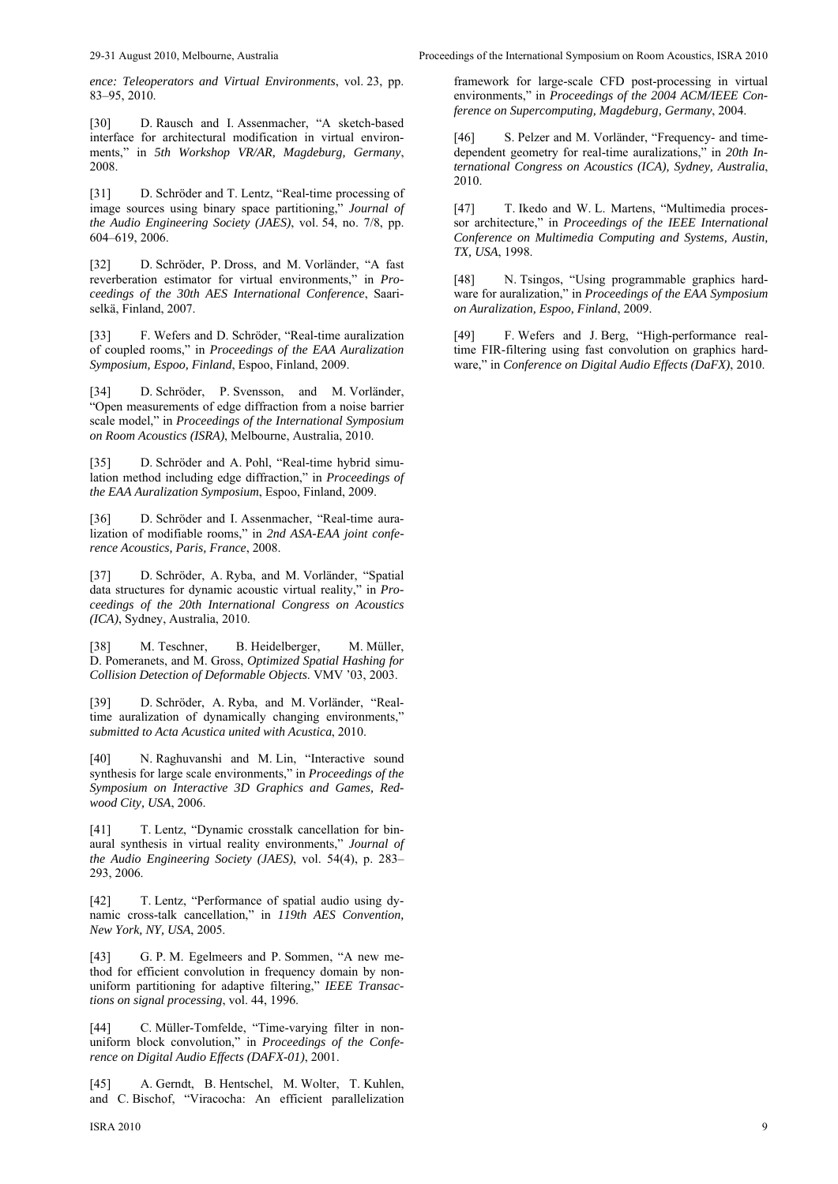*ence: Teleoperators and Virtual Environments*, vol. 23, pp. 83–95, 2010.

[30] D. Rausch and I. Assenmacher, "A sketch-based interface for architectural modification in virtual environments," in *5th Workshop VR/AR, Magdeburg, Germany*, 2008.

[31] D. Schröder and T. Lentz, "Real-time processing of image sources using binary space partitioning," *Journal of the Audio Engineering Society (JAES)*, vol. 54, no. 7/8, pp. 604–619, 2006.

[32] D. Schröder, P. Dross, and M. Vorländer, "A fast reverberation estimator for virtual environments," in *Proceedings of the 30th AES International Conference*, Saariselkä, Finland, 2007.

[33] F. Wefers and D. Schröder, "Real-time auralization of coupled rooms," in *Proceedings of the EAA Auralization Symposium, Espoo, Finland*, Espoo, Finland, 2009.

[34] D. Schröder, P. Svensson, and M. Vorländer, "Open measurements of edge diffraction from a noise barrier scale model," in *Proceedings of the International Symposium on Room Acoustics (ISRA)*, Melbourne, Australia, 2010.

[35] D. Schröder and A. Pohl, "Real-time hybrid simulation method including edge diffraction," in *Proceedings of the EAA Auralization Symposium*, Espoo, Finland, 2009.

[36] D. Schröder and I. Assenmacher, "Real-time auralization of modifiable rooms," in *2nd ASA-EAA joint conference Acoustics, Paris, France*, 2008.

[37] D. Schröder, A. Ryba, and M. Vorländer, "Spatial data structures for dynamic acoustic virtual reality," in *Proceedings of the 20th International Congress on Acoustics (ICA)*, Sydney, Australia, 2010.

[38] M. Teschner, B. Heidelberger, M. Müller, D. Pomeranets, and M. Gross, *Optimized Spatial Hashing for Collision Detection of Deformable Objects*. VMV '03, 2003.

[39] D. Schröder, A. Ryba, and M. Vorländer, "Real-time auralization of dynamically changing environments," *submitted to Acta Acustica united with Acustica*, 2010.

[40] N. Raghuvanshi and M. Lin, "Interactive sound synthesis for large scale environments," in *Proceedings of the Symposium on Interactive 3D Graphics and Games, Redwood City, USA*, 2006.

[41] T. Lentz, "Dynamic crosstalk cancellation for binaural synthesis in virtual reality environments," *Journal of the Audio Engineering Society (JAES)*, vol. 54(4), p. 283–293, 2006.

[42] T. Lentz, "Performance of spatial audio using dynamic cross-talk cancellation," in *119th AES Convention, New York, NY, USA*, 2005.

[43] G. P. M. Egelmeers and P. Sommen, "A new method for efficient convolution in frequency domain by non-uniform partitioning for adaptive filtering," *IEEE Transactions on signal processing*, vol. 44, 1996.

[44] C. Müller-Tomfelde, "Time-varying filter in non-uniform block convolution," in *Proceedings of the Conference on Digital Audio Effects (DAFX-01)*, 2001.

[45] A. Gerndt, B. Hentschel, M. Wolter, T. Kuhlen, and C. Bischof, "Viracocha: An efficient parallelization framework for large-scale CFD post-processing in virtual environments," in *Proceedings of the 2004 ACM/IEEE Conference on Supercomputing, Magdeburg, Germany*, 2004.

[46] S. Pelzer and M. Vorländer, "Frequency- and time-dependent geometry for real-time auralizations," in *20th International Congress on Acoustics (ICA), Sydney, Australia*, 2010.

[47] T. Ikedo and W. L. Martens, "Multimedia processor architecture," in *Proceedings of the IEEE International Conference on Multimedia Computing and Systems, Austin, TX, USA*, 1998.

[48] N. Tsingos, "Using programmable graphics hardware for auralization," in *Proceedings of the EAA Symposium on Auralization, Espoo, Finland*, 2009.

[49] F. Wefers and J. Berg, "High-performance real-time FIR-filtering using fast convolution on graphics hardware," in *Conference on Digital Audio Effects (DaFX)*, 2010.